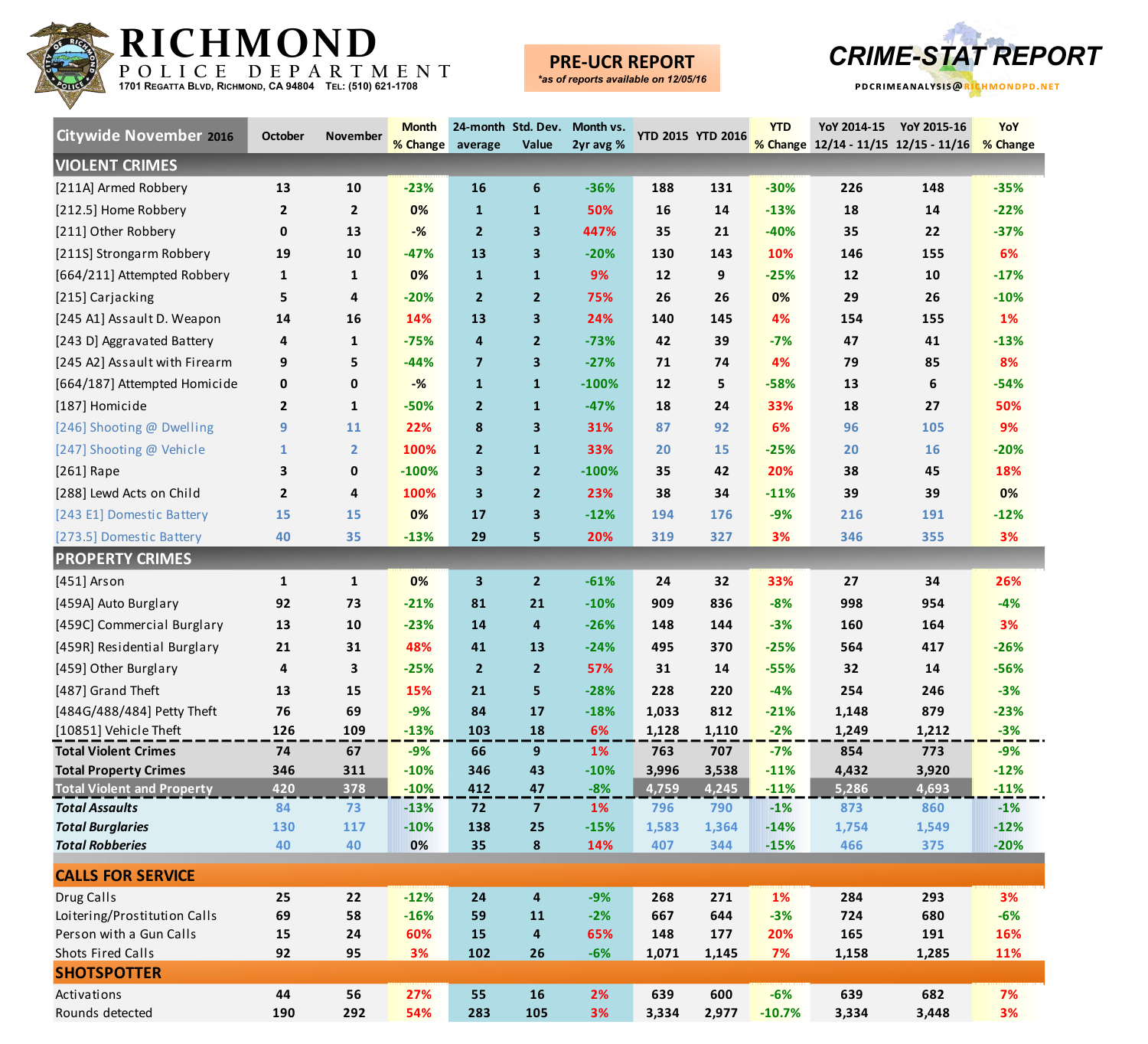# RICHMOND POLICE DEPARTMENT

1701 Regatta Blvd, Richmond, CA 94804 Tel: (510) 621-1708

**PRE-UCR REPORT**
*as of reports available on 12/05/16*

**CRIME-STAT REPORT**

PDCRIMEANALYSIS@RICHMONDPD.NET

| Citywide November 2016 | October | November | Month % Change | 24-month average | Std. Dev. Value | Month vs. 2yr avg % | YTD 2015 | YTD 2016 | YTD % Change | YoY 2014-15 12/14 - 11/15 | YoY 2015-16 12/15 - 11/16 | YoY % Change |
|---|---|---|---|---|---|---|---|---|---|---|---|---|
| **VIOLENT CRIMES** | | | | | | | | | | | | |
| [211A] Armed Robbery | 13 | 10 | -23% | 16 | 6 | -36% | 188 | 131 | -30% | 226 | 148 | -35% |
| [212.5] Home Robbery | 2 | 2 | 0% | 1 | 1 | 50% | 16 | 14 | -13% | 18 | 14 | -22% |
| [211] Other Robbery | 0 | 13 | -% | 2 | 3 | 447% | 35 | 21 | -40% | 35 | 22 | -37% |
| [211S] Strongarm Robbery | 19 | 10 | -47% | 13 | 3 | -20% | 130 | 143 | 10% | 146 | 155 | 6% |
| [664/211] Attempted Robbery | 1 | 1 | 0% | 1 | 1 | 9% | 12 | 9 | -25% | 12 | 10 | -17% |
| [215] Carjacking | 5 | 4 | -20% | 2 | 2 | 75% | 26 | 26 | 0% | 29 | 26 | -10% |
| [245 A1] Assault D. Weapon | 14 | 16 | 14% | 13 | 3 | 24% | 140 | 145 | 4% | 154 | 155 | 1% |
| [243 D] Aggravated Battery | 4 | 1 | -75% | 4 | 2 | -73% | 42 | 39 | -7% | 47 | 41 | -13% |
| [245 A2] Assault with Firearm | 9 | 5 | -44% | 7 | 3 | -27% | 71 | 74 | 4% | 79 | 85 | 8% |
| [664/187] Attempted Homicide | 0 | 0 | -% | 1 | 1 | -100% | 12 | 5 | -58% | 13 | 6 | -54% |
| [187] Homicide | 2 | 1 | -50% | 2 | 1 | -47% | 18 | 24 | 33% | 18 | 27 | 50% |
| [246] Shooting @ Dwelling | 9 | 11 | 22% | 8 | 3 | 31% | 87 | 92 | 6% | 96 | 105 | 9% |
| [247] Shooting @ Vehicle | 1 | 2 | 100% | 2 | 1 | 33% | 20 | 15 | -25% | 20 | 16 | -20% |
| [261] Rape | 3 | 0 | -100% | 3 | 2 | -100% | 35 | 42 | 20% | 38 | 45 | 18% |
| [288] Lewd Acts on Child | 2 | 4 | 100% | 3 | 2 | 23% | 38 | 34 | -11% | 39 | 39 | 0% |
| [243 E1] Domestic Battery | 15 | 15 | 0% | 17 | 3 | -12% | 194 | 176 | -9% | 216 | 191 | -12% |
| [273.5] Domestic Battery | 40 | 35 | -13% | 29 | 5 | 20% | 319 | 327 | 3% | 346 | 355 | 3% |
| **PROPERTY CRIMES** | | | | | | | | | | | | |
| [451] Arson | 1 | 1 | 0% | 3 | 2 | -61% | 24 | 32 | 33% | 27 | 34 | 26% |
| [459A] Auto Burglary | 92 | 73 | -21% | 81 | 21 | -10% | 909 | 836 | -8% | 998 | 954 | -4% |
| [459C] Commercial Burglary | 13 | 10 | -23% | 14 | 4 | -26% | 148 | 144 | -3% | 160 | 164 | 3% |
| [459R] Residential Burglary | 21 | 31 | 48% | 41 | 13 | -24% | 495 | 370 | -25% | 564 | 417 | -26% |
| [459] Other Burglary | 4 | 3 | -25% | 2 | 2 | 57% | 31 | 14 | -55% | 32 | 14 | -56% |
| [487] Grand Theft | 13 | 15 | 15% | 21 | 5 | -28% | 228 | 220 | -4% | 254 | 246 | -3% |
| [484G/488/484] Petty Theft | 76 | 69 | -9% | 84 | 17 | -18% | 1,033 | 812 | -21% | 1,148 | 879 | -23% |
| [10851] Vehicle Theft | 126 | 109 | -13% | 103 | 18 | 6% | 1,128 | 1,110 | -2% | 1,249 | 1,212 | -3% |
| **Total Violent Crimes** | 74 | 67 | -9% | 66 | 9 | 1% | 763 | 707 | -7% | 854 | 773 | -9% |
| **Total Property Crimes** | 346 | 311 | -10% | 346 | 43 | -10% | 3,996 | 3,538 | -11% | 4,432 | 3,920 | -12% |
| **Total Violent and Property** | 420 | 378 | -10% | 412 | 47 | -8% | 4,759 | 4,245 | -11% | 5,286 | 4,693 | -11% |
| ***Total Assaults*** | 84 | 73 | -13% | 72 | 7 | 1% | 796 | 790 | -1% | 873 | 860 | -1% |
| ***Total Burglaries*** | 130 | 117 | -10% | 138 | 25 | -15% | 1,583 | 1,364 | -14% | 1,754 | 1,549 | -12% |
| ***Total Robberies*** | 40 | 40 | 0% | 35 | 8 | 14% | 407 | 344 | -15% | 466 | 375 | -20% |
| **CALLS FOR SERVICE** | | | | | | | | | | | | |
| Drug Calls | 25 | 22 | -12% | 24 | 4 | -9% | 268 | 271 | 1% | 284 | 293 | 3% |
| Loitering/Prostitution Calls | 69 | 58 | -16% | 59 | 11 | -2% | 667 | 644 | -3% | 724 | 680 | -6% |
| Person with a Gun Calls | 15 | 24 | 60% | 15 | 4 | 65% | 148 | 177 | 20% | 165 | 191 | 16% |
| Shots Fired Calls | 92 | 95 | 3% | 102 | 26 | -6% | 1,071 | 1,145 | 7% | 1,158 | 1,285 | 11% |
| **SHOTSPOTTER** | | | | | | | | | | | | |
| Activations | 44 | 56 | 27% | 55 | 16 | 2% | 639 | 600 | -6% | 639 | 682 | 7% |
| Rounds detected | 190 | 292 | 54% | 283 | 105 | 3% | 3,334 | 2,977 | -10.7% | 3,334 | 3,448 | 3% |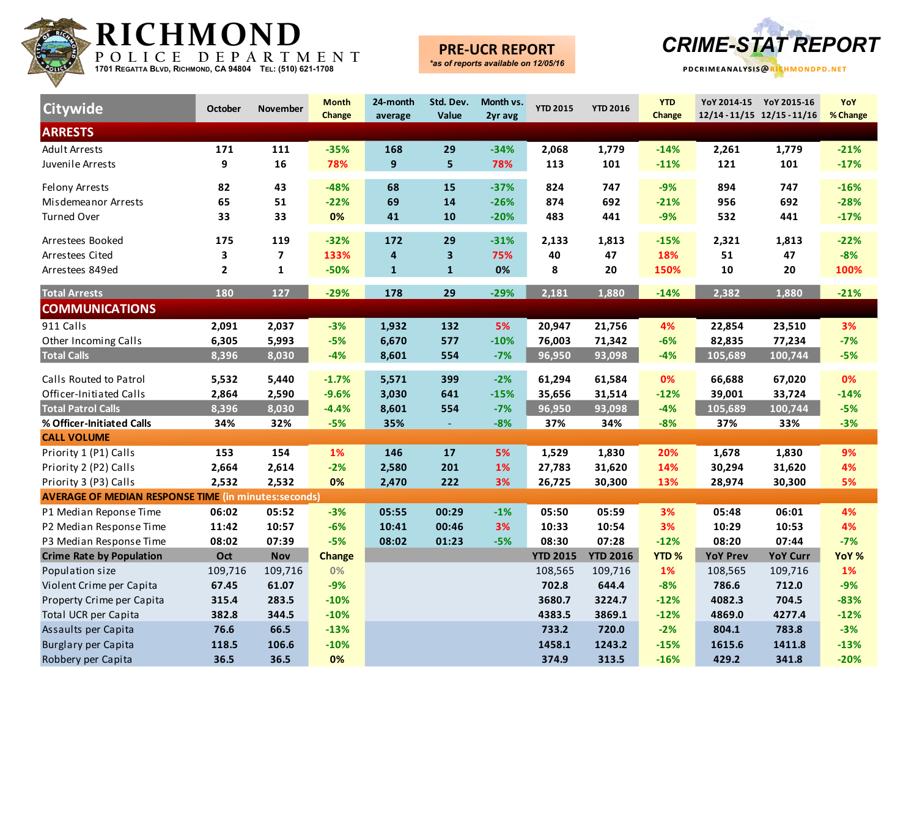# RICHMOND POLICE DEPARTMENT

1701 Regatta Blvd, Richmond, CA 94804 Tel: (510) 621-1708

**PRE-UCR REPORT**
*as of reports available on 12/05/16*

# CRIME-STAT REPORT

PDCRIMEANALYSIS@RICHMONDPD.NET

| Citywide | October | November | Month Change | 24-month average | Std. Dev. Value | Month vs. 2yr avg | YTD 2015 | YTD 2016 | YTD Change | YoY 2014-15 12/14 - 11/15 | YoY 2015-16 12/15 - 11/16 | YoY % Change |
|---|---|---|---|---|---|---|---|---|---|---|---|---|
| **ARRESTS** | | | | | | | | | | | | |
| Adult Arrests | 171 | 111 | -35% | 168 | 29 | -34% | 2,068 | 1,779 | -14% | 2,261 | 1,779 | -21% |
| Juvenile Arrests | 9 | 16 | 78% | 9 | 5 | 78% | 113 | 101 | -11% | 121 | 101 | -17% |
| Felony Arrests | 82 | 43 | -48% | 68 | 15 | -37% | 824 | 747 | -9% | 894 | 747 | -16% |
| Misdemeanor Arrests | 65 | 51 | -22% | 69 | 14 | -26% | 874 | 692 | -21% | 956 | 692 | -28% |
| Turned Over | 33 | 33 | 0% | 41 | 10 | -20% | 483 | 441 | -9% | 532 | 441 | -17% |
| Arrestees Booked | 175 | 119 | -32% | 172 | 29 | -31% | 2,133 | 1,813 | -15% | 2,321 | 1,813 | -22% |
| Arrestees Cited | 3 | 7 | 133% | 4 | 3 | 75% | 40 | 47 | 18% | 51 | 47 | -8% |
| Arrestees 849ed | 2 | 1 | -50% | 1 | 1 | 0% | 8 | 20 | 150% | 10 | 20 | 100% |
| **Total Arrests** | 180 | 127 | -29% | 178 | 29 | -29% | 2,181 | 1,880 | -14% | 2,382 | 1,880 | -21% |
| **COMMUNICATIONS** | | | | | | | | | | | | |
| 911 Calls | 2,091 | 2,037 | -3% | 1,932 | 132 | 5% | 20,947 | 21,756 | 4% | 22,854 | 23,510 | 3% |
| Other Incoming Calls | 6,305 | 5,993 | -5% | 6,670 | 577 | -10% | 76,003 | 71,342 | -6% | 82,835 | 77,234 | -7% |
| **Total Calls** | 8,396 | 8,030 | -4% | 8,601 | 554 | -7% | 96,950 | 93,098 | -4% | 105,689 | 100,744 | -5% |
| Calls Routed to Patrol | 5,532 | 5,440 | -1.7% | 5,571 | 399 | -2% | 61,294 | 61,584 | 0% | 66,688 | 67,020 | 0% |
| Officer-Initiated Calls | 2,864 | 2,590 | -9.6% | 3,030 | 641 | -15% | 35,656 | 31,514 | -12% | 39,001 | 33,724 | -14% |
| **Total Patrol Calls** | 8,396 | 8,030 | -4.4% | 8,601 | 554 | -7% | 96,950 | 93,098 | -4% | 105,689 | 100,744 | -5% |
| **% Officer-Initiated Calls** | 34% | 32% | -5% | 35% | - | -8% | 37% | 34% | -8% | 37% | 33% | -3% |
| **CALL VOLUME** | | | | | | | | | | | | |
| Priority 1 (P1) Calls | 153 | 154 | 1% | 146 | 17 | 5% | 1,529 | 1,830 | 20% | 1,678 | 1,830 | 9% |
| Priority 2 (P2) Calls | 2,664 | 2,614 | -2% | 2,580 | 201 | 1% | 27,783 | 31,620 | 14% | 30,294 | 31,620 | 4% |
| Priority 3 (P3) Calls | 2,532 | 2,532 | 0% | 2,470 | 222 | 3% | 26,725 | 30,300 | 13% | 28,974 | 30,300 | 5% |
| **AVERAGE OF MEDIAN RESPONSE TIME** (in minutes:seconds) | | | | | | | | | | | | |
| P1 Median Reponse Time | 06:02 | 05:52 | -3% | 05:55 | 00:29 | -1% | 05:50 | 05:59 | 3% | 05:48 | 06:01 | 4% |
| P2 Median Response Time | 11:42 | 10:57 | -6% | 10:41 | 00:46 | 3% | 10:33 | 10:54 | 3% | 10:29 | 10:53 | 4% |
| P3 Median Response Time | 08:02 | 07:39 | -5% | 08:02 | 01:23 | -5% | 08:30 | 07:28 | -12% | 08:20 | 07:44 | -7% |
| **Crime Rate by Population** | **Oct** | **Nov** | **Change** | | | | **YTD 2015** | **YTD 2016** | **YTD %** | **YoY Prev** | **YoY Curr** | **YoY %** |
| Population size | 109,716 | 109,716 | 0% | | | | 108,565 | 109,716 | 1% | 108,565 | 109,716 | 1% |
| Violent Crime per Capita | 67.45 | 61.07 | -9% | | | | 702.8 | 644.4 | -8% | 786.6 | 712.0 | -9% |
| Property Crime per Capita | 315.4 | 283.5 | -10% | | | | 3680.7 | 3224.7 | -12% | 4082.3 | 704.5 | -83% |
| Total UCR per Capita | 382.8 | 344.5 | -10% | | | | 4383.5 | 3869.1 | -12% | 4869.0 | 4277.4 | -12% |
| Assaults per Capita | 76.6 | 66.5 | -13% | | | | 733.2 | 720.0 | -2% | 804.1 | 783.8 | -3% |
| Burglary per Capita | 118.5 | 106.6 | -10% | | | | 1458.1 | 1243.2 | -15% | 1615.6 | 1411.8 | -13% |
| Robbery per Capita | 36.5 | 36.5 | 0% | | | | 374.9 | 313.5 | -16% | 429.2 | 341.8 | -20% |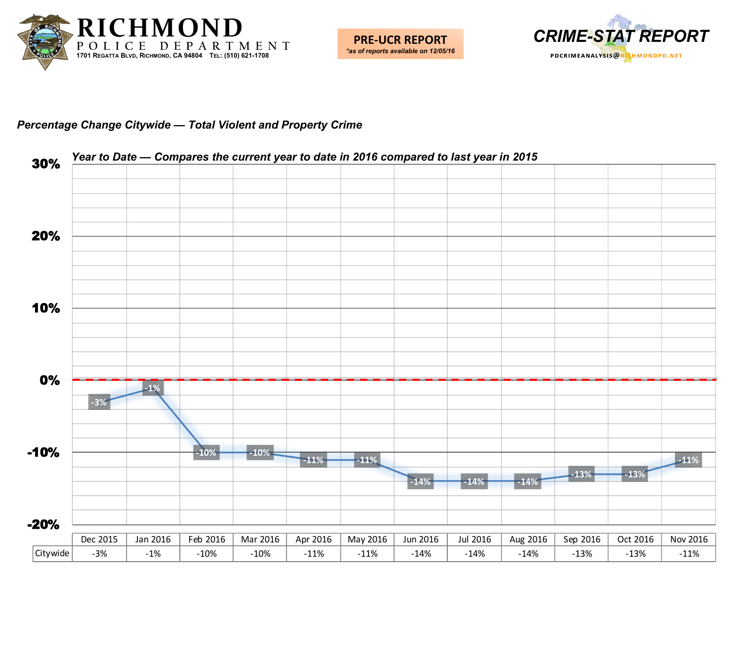# RICHMOND
POLICE DEPARTMENT
1701 Regatta Blvd, Richmond, CA 94804 Tel: (510) 621-1708

**PRE-UCR REPORT**
*\*as of reports available on 12/05/16*

**CRIME-STAT REPORT**
PDCRIMEANALYSIS@RICHMONDPD.NET

***Percentage Change Citywide — Total Violent and Property Crime***

***Year to Date — Compares the current year to date in 2016 compared to last year in 2015***

| | Dec 2015 | Jan 2016 | Feb 2016 | Mar 2016 | Apr 2016 | May 2016 | Jun 2016 | Jul 2016 | Aug 2016 | Sep 2016 | Oct 2016 | Nov 2016 |
|---|---|---|---|---|---|---|---|---|---|---|---|---|
| Citywide | -3% | -1% | -10% | -10% | -11% | -11% | -14% | -14% | -14% | -13% | -13% | -11% |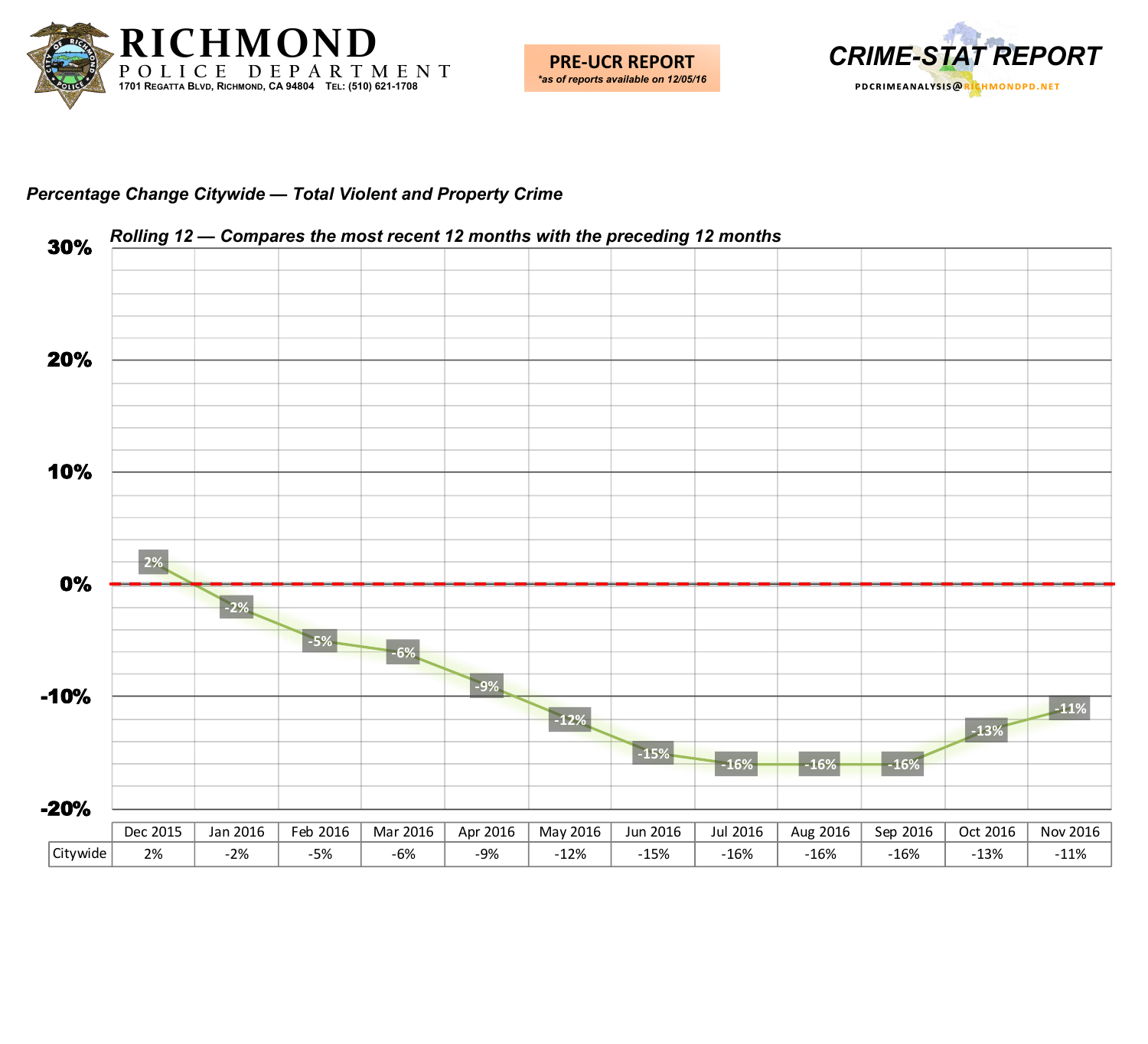# RICHMOND

POLICE DEPARTMENT

1701 Regatta Blvd, Richmond, CA 94804 Tel: (510) 621-1708

**PRE-UCR REPORT**

*as of reports available on 12/05/16*

**CRIME-STAT REPORT**

PDCRIMEANALYSIS@RICHMONDPD.NET

***Percentage Change Citywide — Total Violent and Property Crime***

***Rolling 12 — Compares the most recent 12 months with the preceding 12 months***

| | Dec 2015 | Jan 2016 | Feb 2016 | Mar 2016 | Apr 2016 | May 2016 | Jun 2016 | Jul 2016 | Aug 2016 | Sep 2016 | Oct 2016 | Nov 2016 |
|---|---|---|---|---|---|---|---|---|---|---|---|---|
| Citywide | 2% | -2% | -5% | -6% | -9% | -12% | -15% | -16% | -16% | -16% | -13% | -11% |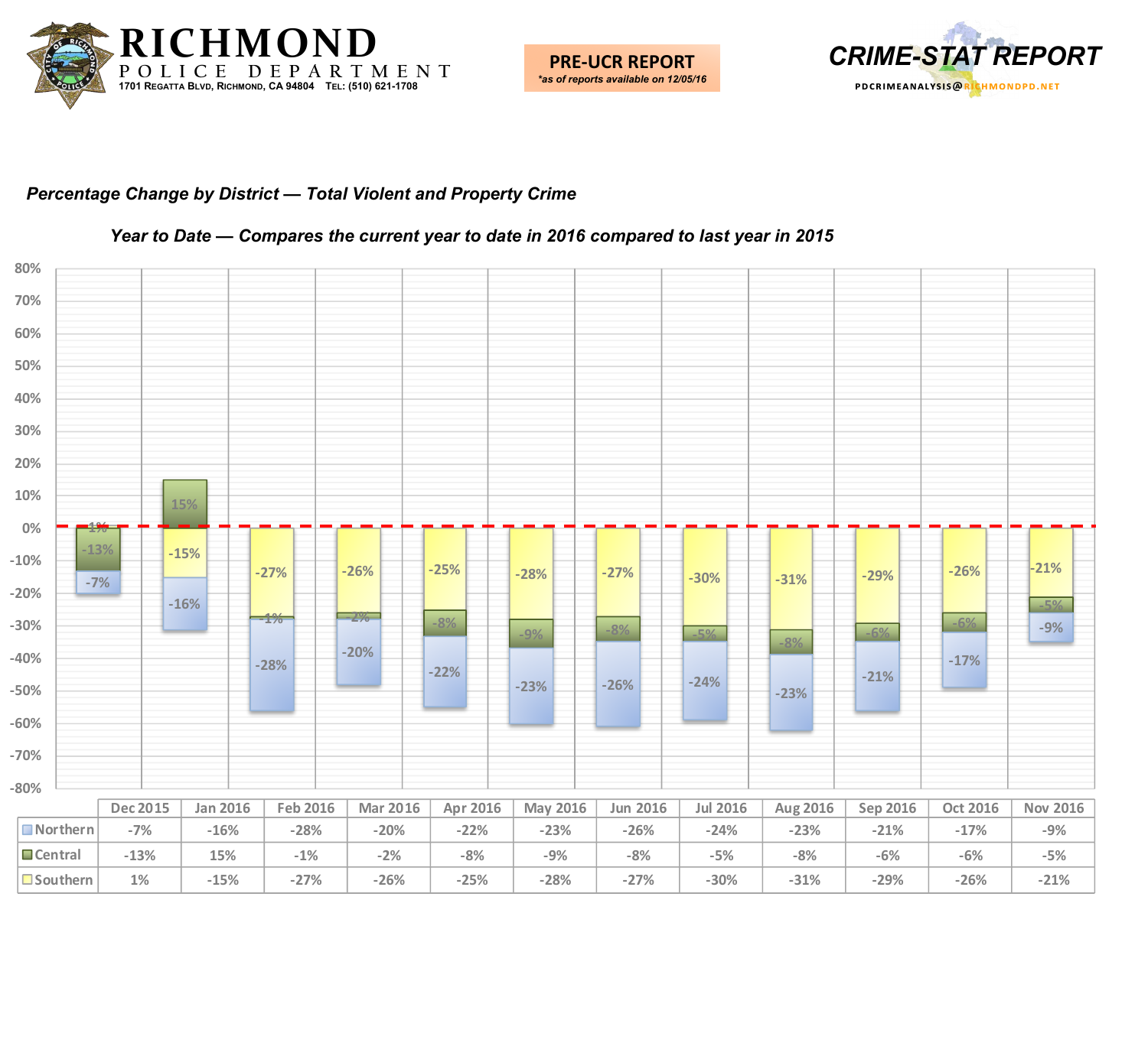# RICHMOND POLICE DEPARTMENT

1701 Regatta Blvd, Richmond, CA 94804 Tel: (510) 621-1708

**PRE-UCR REPORT**
*\*as of reports available on 12/05/16*

**CRIME-STAT REPORT**
PDCRIMEANALYSIS@RICHMONDPD.NET

***Percentage Change by District — Total Violent and Property Crime***

***Year to Date — Compares the current year to date in 2016 compared to last year in 2015***

| | Dec 2015 | Jan 2016 | Feb 2016 | Mar 2016 | Apr 2016 | May 2016 | Jun 2016 | Jul 2016 | Aug 2016 | Sep 2016 | Oct 2016 | Nov 2016 |
|---|---|---|---|---|---|---|---|---|---|---|---|---|
| Northern | -7% | -16% | -28% | -20% | -22% | -23% | -26% | -24% | -23% | -21% | -17% | -9% |
| Central | -13% | 15% | -1% | -2% | -8% | -9% | -8% | -5% | -8% | -6% | -6% | -5% |
| Southern | 1% | -15% | -27% | -26% | -25% | -28% | -27% | -30% | -31% | -29% | -26% | -21% |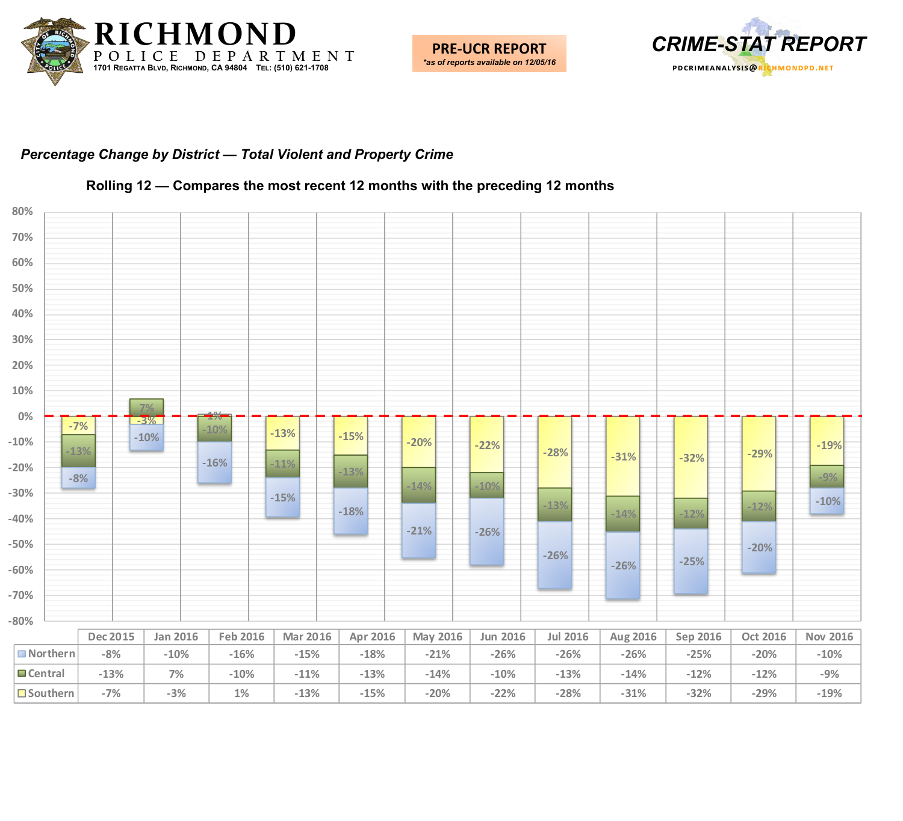# RICHMOND POLICE DEPARTMENT

1701 Regatta Blvd, Richmond, CA 94804 Tel: (510) 621-1708

**PRE-UCR REPORT**
*\*as of reports available on 12/05/16*

**CRIME-STAT REPORT**

PDCRIMEANALYSIS@RICHMONDPD.NET

***Percentage Change by District — Total Violent and Property Crime***

**Rolling 12 — Compares the most recent 12 months with the preceding 12 months**

| | Dec 2015 | Jan 2016 | Feb 2016 | Mar 2016 | Apr 2016 | May 2016 | Jun 2016 | Jul 2016 | Aug 2016 | Sep 2016 | Oct 2016 | Nov 2016 |
|---|---|---|---|---|---|---|---|---|---|---|---|---|
| Northern | -8% | -10% | -16% | -15% | -18% | -21% | -26% | -26% | -26% | -25% | -20% | -10% |
| Central | -13% | 7% | -10% | -11% | -13% | -14% | -10% | -13% | -14% | -12% | -12% | -9% |
| Southern | -7% | -3% | 1% | -13% | -15% | -20% | -22% | -28% | -31% | -32% | -29% | -19% |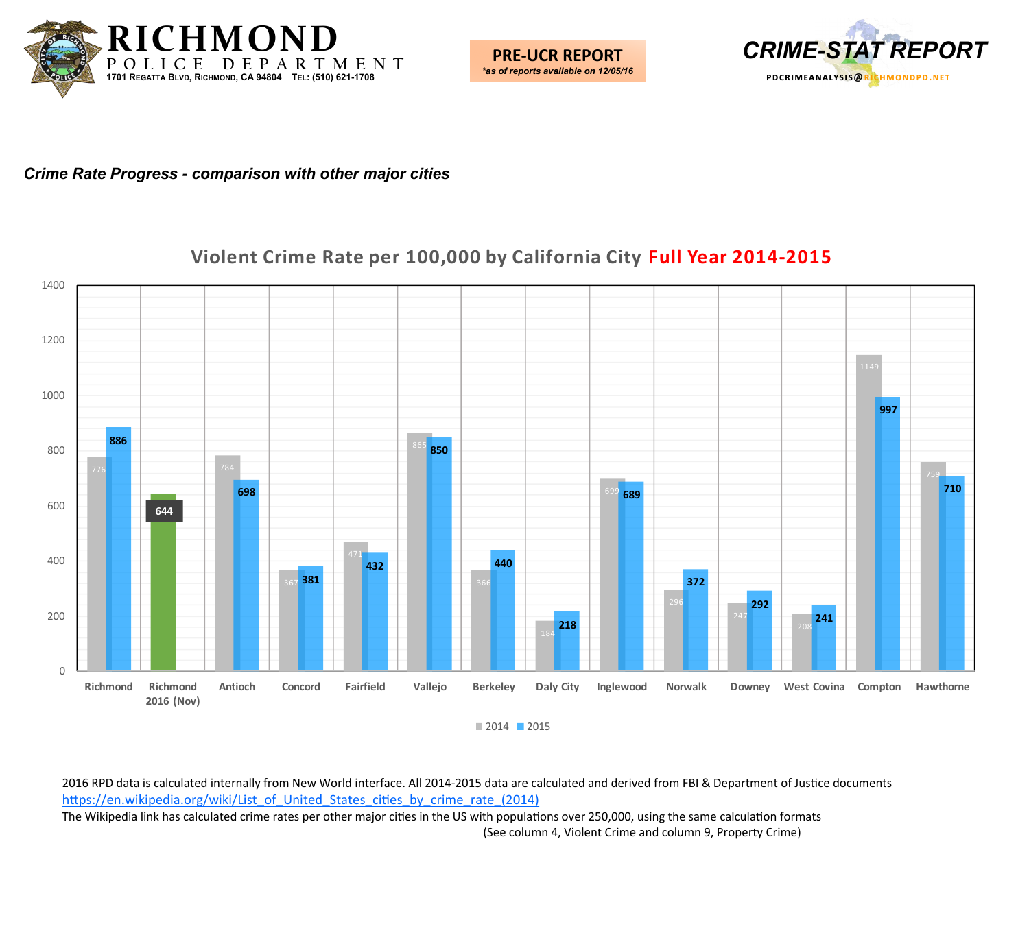**RICHMOND**
**POLICE DEPARTMENT**
1701 Regatta Blvd, Richmond, CA 94804 Tel: (510) 621-1708

**PRE-UCR REPORT**
*as of reports available on 12/05/16*

**CRIME-STAT REPORT**
PDCRIMEANALYSIS@RICHMONDPD.NET

***Crime Rate Progress - comparison with other major cities***

## Violent Crime Rate per 100,000 by California City Full Year 2014-2015

| City | 2014 | 2015 |
|---|---|---|
| Richmond | 776 | 886 |
| Richmond 2016 (Nov) | 644 | |
| Antioch | 784 | 698 |
| Concord | 367 | 381 |
| Fairfield | 471 | 432 |
| Vallejo | 865 | 850 |
| Berkeley | 366 | 440 |
| Daly City | 184 | 218 |
| Inglewood | 699 | 689 |
| Norwalk | 296 | 372 |
| Downey | 247 | 292 |
| West Covina | 208 | 241 |
| Compton | 1149 | 997 |
| Hawthorne | 759 | 710 |

2016 RPD data is calculated internally from New World interface. All 2014-2015 data are calculated and derived from FBI & Department of Justice documents
https://en.wikipedia.org/wiki/List_of_United_States_cities_by_crime_rate_(2014)
The Wikipedia link has calculated crime rates per other major cities in the US with populations over 250,000, using the same calculation formats
(See column 4, Violent Crime and column 9, Property Crime)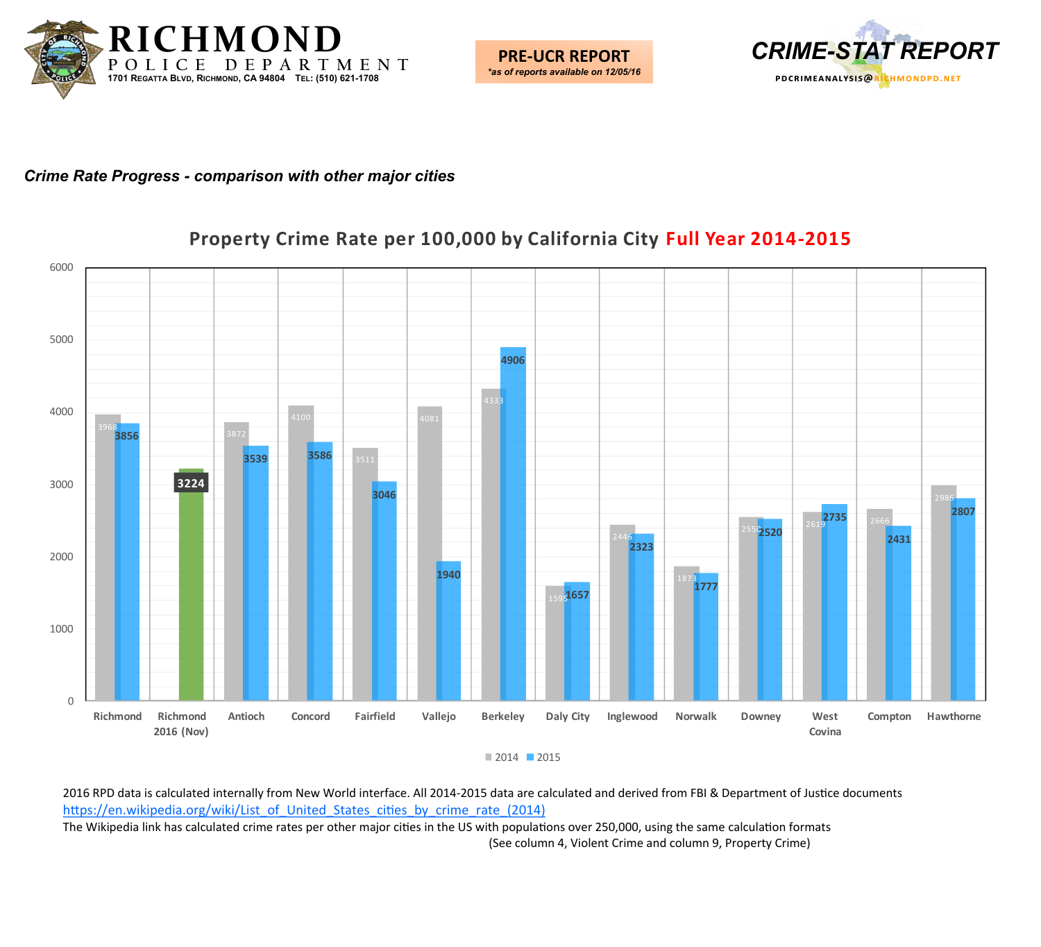# RICHMOND POLICE DEPARTMENT

1701 Regatta Blvd, Richmond, CA 94804 Tel: (510) 621-1708

**PRE-UCR REPORT**
*\*as of reports available on 12/05/16*

**CRIME-STAT REPORT**
PDCRIMEANALYSIS@RICHMONDPD.NET

***Crime Rate Progress - comparison with other major cities***

## Property Crime Rate per 100,000 by California City Full Year 2014-2015

| City | 2014 | 2015 |
|---|---|---|
| Richmond | 3968 | 3856 |
| Richmond 2016 (Nov) | | 3224 |
| Antioch | 3872 | 3539 |
| Concord | 4100 | 3586 |
| Fairfield | 3511 | 3046 |
| Vallejo | 4081 | 1940 |
| Berkeley | 4333 | 4906 |
| Daly City | 1595 | 1657 |
| Inglewood | 2446 | 2323 |
| Norwalk | 1873 | 1777 |
| Downey | 2550 | 2520 |
| West Covina | 2619 | 2735 |
| Compton | 2666 | 2431 |
| Hawthorne | 2986 | 2807 |

2016 RPD data is calculated internally from New World interface. All 2014-2015 data are calculated and derived from FBI & Department of Justice documents
https://en.wikipedia.org/wiki/List_of_United_States_cities_by_crime_rate_(2014)
The Wikipedia link has calculated crime rates per other major cities in the US with populations over 250,000, using the same calculation formats
(See column 4, Violent Crime and column 9, Property Crime)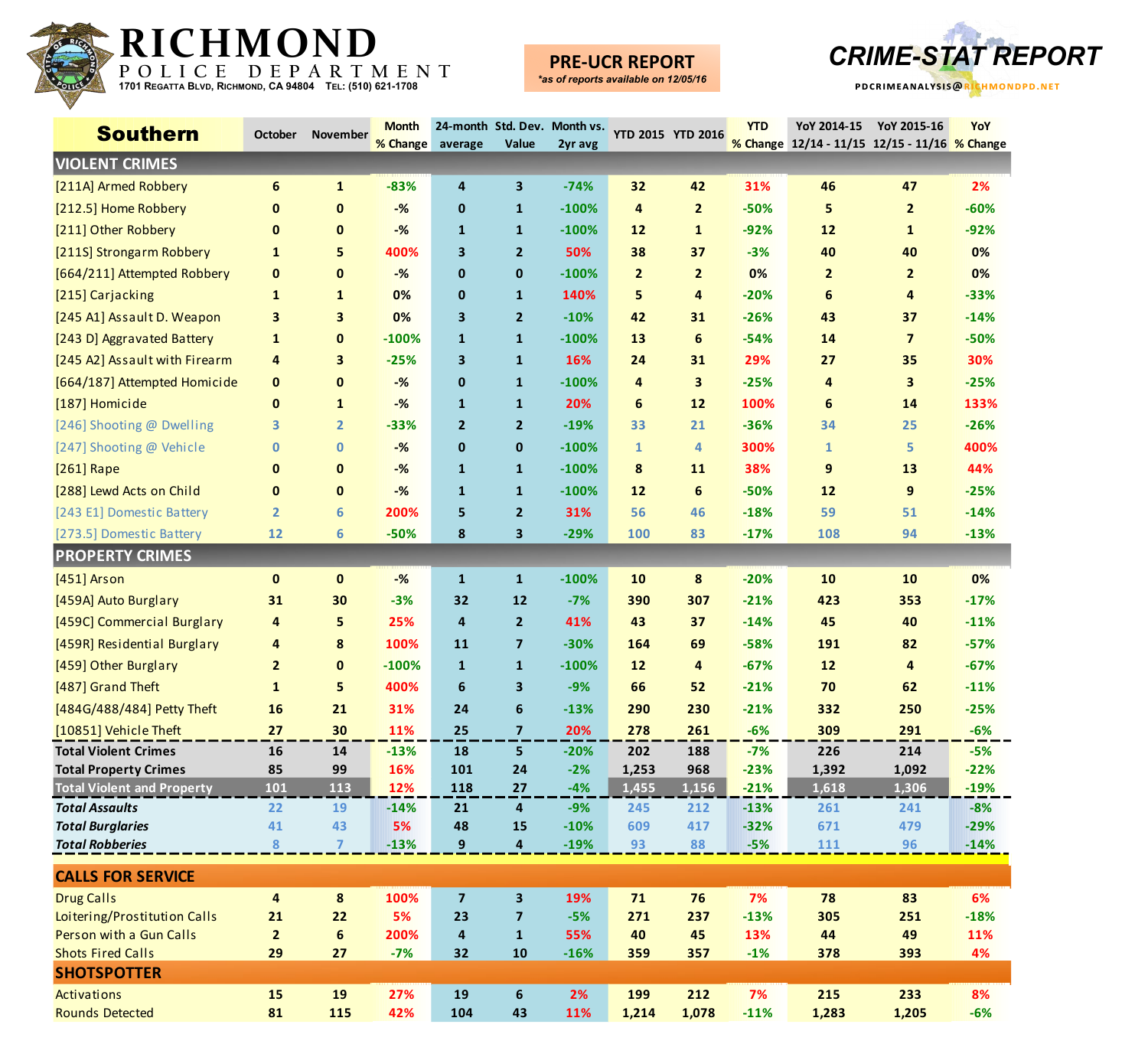# RICHMOND POLICE DEPARTMENT

1701 Regatta Blvd, Richmond, CA 94804 Tel: (510) 621-1708

**PRE-UCR REPORT**
*as of reports available on 12/05/16*

**CRIME-STAT REPORT**

PDCRIMEANALYSIS@RICHMONDPD.NET

| Southern | October | November | Month % Change | 24-month average | Std. Dev. Value | Month vs. 2yr avg | YTD 2015 | YTD 2016 | YTD % Change | YoY 2014-15 12/14 - 11/15 | YoY 2015-16 12/15 - 11/16 | YoY % Change |
|---|---|---|---|---|---|---|---|---|---|---|---|---|
| **VIOLENT CRIMES** | | | | | | | | | | | | |
| [211A] Armed Robbery | 6 | 1 | -83% | 4 | 3 | -74% | 32 | 42 | 31% | 46 | 47 | 2% |
| [212.5] Home Robbery | 0 | 0 | -% | 0 | 1 | -100% | 4 | 2 | -50% | 5 | 2 | -60% |
| [211] Other Robbery | 0 | 0 | -% | 1 | 1 | -100% | 12 | 1 | -92% | 12 | 1 | -92% |
| [211S] Strongarm Robbery | 1 | 5 | 400% | 3 | 2 | 50% | 38 | 37 | -3% | 40 | 40 | 0% |
| [664/211] Attempted Robbery | 0 | 0 | -% | 0 | 0 | -100% | 2 | 2 | 0% | 2 | 2 | 0% |
| [215] Carjacking | 1 | 1 | 0% | 0 | 1 | 140% | 5 | 4 | -20% | 6 | 4 | -33% |
| [245 A1] Assault D. Weapon | 3 | 3 | 0% | 3 | 2 | -10% | 42 | 31 | -26% | 43 | 37 | -14% |
| [243 D] Aggravated Battery | 1 | 0 | -100% | 1 | 1 | -100% | 13 | 6 | -54% | 14 | 7 | -50% |
| [245 A2] Assault with Firearm | 4 | 3 | -25% | 3 | 1 | 16% | 24 | 31 | 29% | 27 | 35 | 30% |
| [664/187] Attempted Homicide | 0 | 0 | -% | 0 | 1 | -100% | 4 | 3 | -25% | 4 | 3 | -25% |
| [187] Homicide | 0 | 1 | -% | 1 | 1 | 20% | 6 | 12 | 100% | 6 | 14 | 133% |
| [246] Shooting @ Dwelling | 3 | 2 | -33% | 2 | 2 | -19% | 33 | 21 | -36% | 34 | 25 | -26% |
| [247] Shooting @ Vehicle | 0 | 0 | -% | 0 | 0 | -100% | 1 | 4 | 300% | 1 | 5 | 400% |
| [261] Rape | 0 | 0 | -% | 1 | 1 | -100% | 8 | 11 | 38% | 9 | 13 | 44% |
| [288] Lewd Acts on Child | 0 | 0 | -% | 1 | 1 | -100% | 12 | 6 | -50% | 12 | 9 | -25% |
| [243 E1] Domestic Battery | 2 | 6 | 200% | 5 | 2 | 31% | 56 | 46 | -18% | 59 | 51 | -14% |
| [273.5] Domestic Battery | 12 | 6 | -50% | 8 | 3 | -29% | 100 | 83 | -17% | 108 | 94 | -13% |
| **PROPERTY CRIMES** | | | | | | | | | | | | |
| [451] Arson | 0 | 0 | -% | 1 | 1 | -100% | 10 | 8 | -20% | 10 | 10 | 0% |
| [459A] Auto Burglary | 31 | 30 | -3% | 32 | 12 | -7% | 390 | 307 | -21% | 423 | 353 | -17% |
| [459C] Commercial Burglary | 4 | 5 | 25% | 4 | 2 | 41% | 43 | 37 | -14% | 45 | 40 | -11% |
| [459R] Residential Burglary | 4 | 8 | 100% | 11 | 7 | -30% | 164 | 69 | -58% | 191 | 82 | -57% |
| [459] Other Burglary | 2 | 0 | -100% | 1 | 1 | -100% | 12 | 4 | -67% | 12 | 4 | -67% |
| [487] Grand Theft | 1 | 5 | 400% | 6 | 3 | -9% | 66 | 52 | -21% | 70 | 62 | -11% |
| [484G/488/484] Petty Theft | 16 | 21 | 31% | 24 | 6 | -13% | 290 | 230 | -21% | 332 | 250 | -25% |
| [10851] Vehicle Theft | 27 | 30 | 11% | 25 | 7 | 20% | 278 | 261 | -6% | 309 | 291 | -6% |
| **Total Violent Crimes** | 16 | 14 | -13% | 18 | 5 | -20% | 202 | 188 | -7% | 226 | 214 | -5% |
| **Total Property Crimes** | 85 | 99 | 16% | 101 | 24 | -2% | 1,253 | 968 | -23% | 1,392 | 1,092 | -22% |
| **Total Violent and Property** | 101 | 113 | 12% | 118 | 27 | -4% | 1,455 | 1,156 | -21% | 1,618 | 1,306 | -19% |
| ***Total Assaults*** | 22 | 19 | -14% | 21 | 4 | -9% | 245 | 212 | -13% | 261 | 241 | -8% |
| ***Total Burglaries*** | 41 | 43 | 5% | 48 | 15 | -10% | 609 | 417 | -32% | 671 | 479 | -29% |
| ***Total Robberies*** | 8 | 7 | -13% | 9 | 4 | -19% | 93 | 88 | -5% | 111 | 96 | -14% |
| **CALLS FOR SERVICE** | | | | | | | | | | | | |
| Drug Calls | 4 | 8 | 100% | 7 | 3 | 19% | 71 | 76 | 7% | 78 | 83 | 6% |
| Loitering/Prostitution Calls | 21 | 22 | 5% | 23 | 7 | -5% | 271 | 237 | -13% | 305 | 251 | -18% |
| Person with a Gun Calls | 2 | 6 | 200% | 4 | 1 | 55% | 40 | 45 | 13% | 44 | 49 | 11% |
| Shots Fired Calls | 29 | 27 | -7% | 32 | 10 | -16% | 359 | 357 | -1% | 378 | 393 | 4% |
| **SHOTSPOTTER** | | | | | | | | | | | | |
| Activations | 15 | 19 | 27% | 19 | 6 | 2% | 199 | 212 | 7% | 215 | 233 | 8% |
| Rounds Detected | 81 | 115 | 42% | 104 | 43 | 11% | 1,214 | 1,078 | -11% | 1,283 | 1,205 | -6% |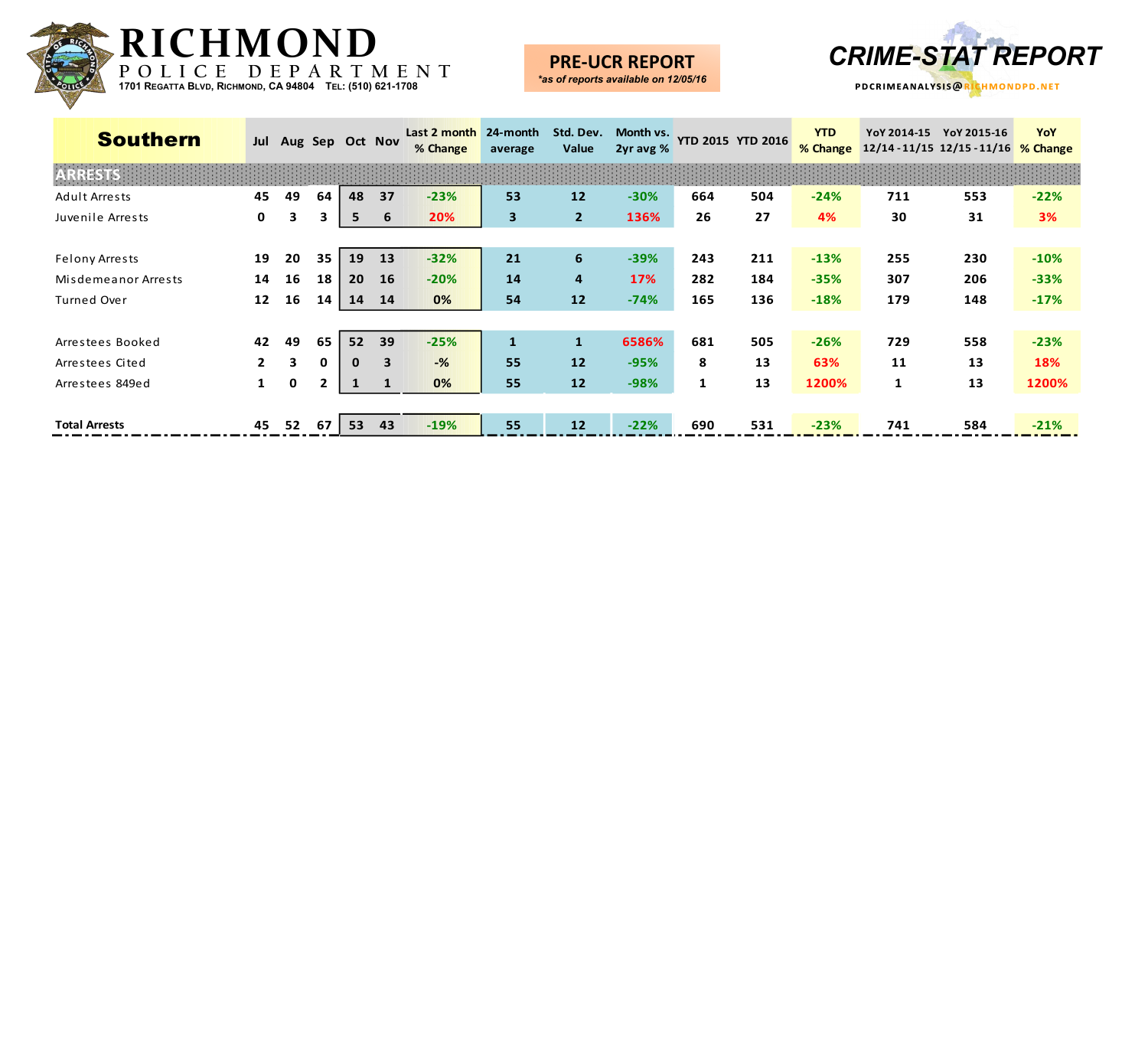# RICHMOND

POLICE DEPARTMENT

1701 Regatta Blvd, Richmond, CA 94804 Tel: (510) 621-1708

**PRE-UCR REPORT**
*as of reports available on 12/05/16*

**CRIME-STAT REPORT**

PDCRIMEANALYSIS@RICHMONDPD.NET

| Southern | Jul | Aug | Sep | Oct | Nov | Last 2 month % Change | 24-month average | Std. Dev. Value | Month vs. 2yr avg % | YTD 2015 | YTD 2016 | YTD % Change | YoY 2014-15 12/14 - 11/15 | YoY 2015-16 12/15 - 11/16 | YoY % Change |
|---|---|---|---|---|---|---|---|---|---|---|---|---|---|---|---|
| **ARRESTS** | | | | | | | | | | | | | | | |
| Adult Arrests | 45 | 49 | 64 | 48 | 37 | -23% | 53 | 12 | -30% | 664 | 504 | -24% | 711 | 553 | -22% |
| Juvenile Arrests | 0 | 3 | 3 | 5 | 6 | 20% | 3 | 2 | 136% | 26 | 27 | 4% | 30 | 31 | 3% |
| | | | | | | | | | | | | | | | |
| Felony Arrests | 19 | 20 | 35 | 19 | 13 | -32% | 21 | 6 | -39% | 243 | 211 | -13% | 255 | 230 | -10% |
| Misdemeanor Arrests | 14 | 16 | 18 | 20 | 16 | -20% | 14 | 4 | 17% | 282 | 184 | -35% | 307 | 206 | -33% |
| Turned Over | 12 | 16 | 14 | 14 | 14 | 0% | 54 | 12 | -74% | 165 | 136 | -18% | 179 | 148 | -17% |
| | | | | | | | | | | | | | | | |
| Arrestees Booked | 42 | 49 | 65 | 52 | 39 | -25% | 1 | 1 | 6586% | 681 | 505 | -26% | 729 | 558 | -23% |
| Arrestees Cited | 2 | 3 | 0 | 0 | 3 | -% | 55 | 12 | -95% | 8 | 13 | 63% | 11 | 13 | 18% |
| Arrestees 849ed | 1 | 0 | 2 | 1 | 1 | 0% | 55 | 12 | -98% | 1 | 13 | 1200% | 1 | 13 | 1200% |
| | | | | | | | | | | | | | | | |
| **Total Arrests** | 45 | 52 | 67 | 53 | 43 | -19% | 55 | 12 | -22% | 690 | 531 | -23% | 741 | 584 | -21% |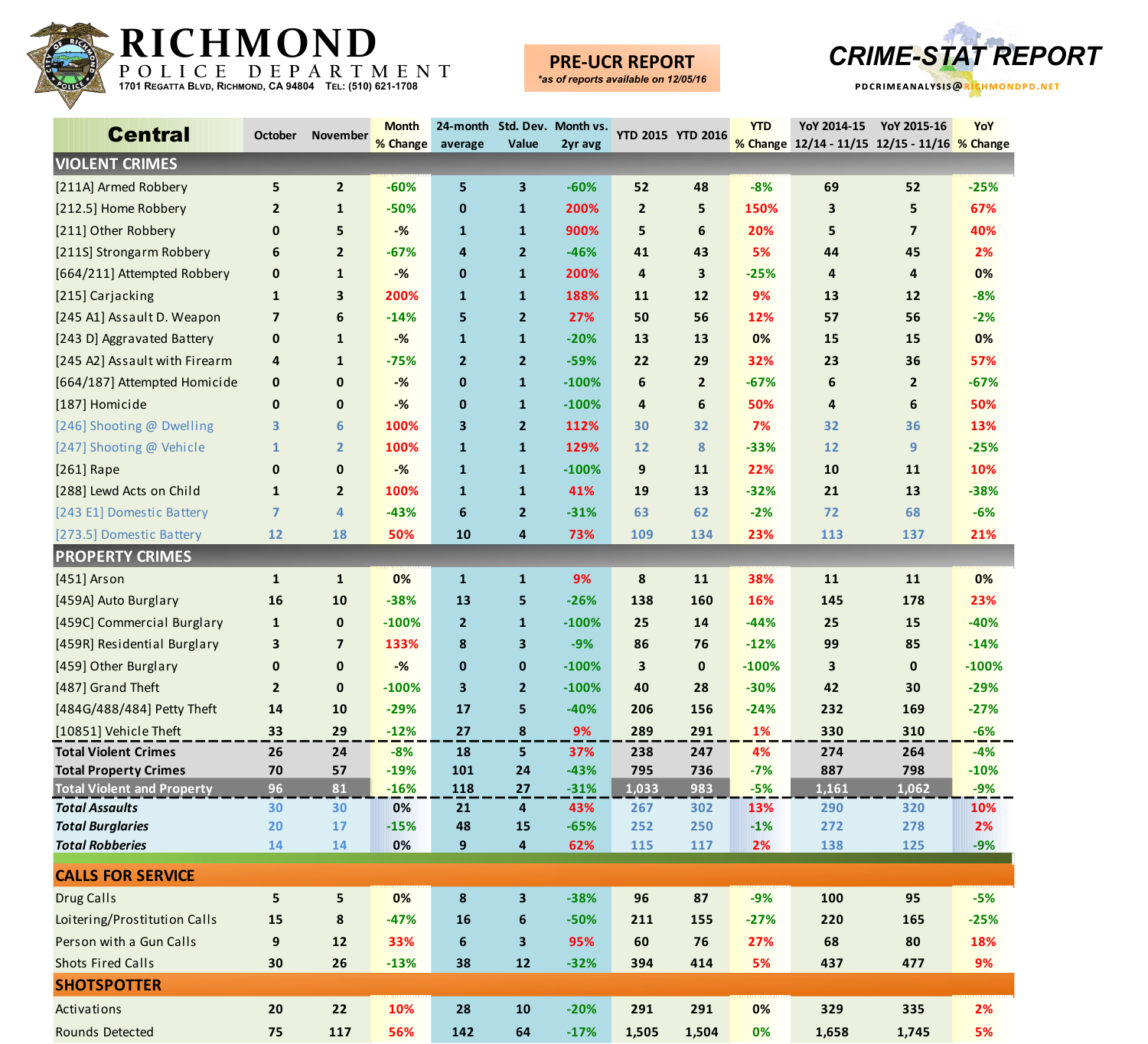# RICHMOND

POLICE DEPARTMENT

1701 Regatta Blvd, Richmond, CA 94804 Tel: (510) 621-1708

**PRE-UCR REPORT**

*as of reports available on 12/05/16*

**CRIME-STAT REPORT**

PDCRIMEANALYSIS@RICHMONDPD.NET

| Central | October | November | Month % Change | 24-month average | Std. Dev. Value | Month vs. 2yr avg | YTD 2015 | YTD 2016 | YTD % Change | YoY 2014-15 12/14 - 11/15 | YoY 2015-16 12/15 - 11/16 | YoY % Change |
|---|---|---|---|---|---|---|---|---|---|---|---|---|
| **VIOLENT CRIMES** | | | | | | | | | | | | |
| [211A] Armed Robbery | 5 | 2 | -60% | 5 | 3 | -60% | 52 | 48 | -8% | 69 | 52 | -25% |
| [212.5] Home Robbery | 2 | 1 | -50% | 0 | 1 | 200% | 2 | 5 | 150% | 3 | 5 | 67% |
| [211] Other Robbery | 0 | 5 | -% | 1 | 1 | 900% | 5 | 6 | 20% | 5 | 7 | 40% |
| [211S] Strongarm Robbery | 6 | 2 | -67% | 4 | 2 | -46% | 41 | 43 | 5% | 44 | 45 | 2% |
| [664/211] Attempted Robbery | 0 | 1 | -% | 0 | 1 | 200% | 4 | 3 | -25% | 4 | 4 | 0% |
| [215] Carjacking | 1 | 3 | 200% | 1 | 1 | 188% | 11 | 12 | 9% | 13 | 12 | -8% |
| [245 A1] Assault D. Weapon | 7 | 6 | -14% | 5 | 2 | 27% | 50 | 56 | 12% | 57 | 56 | -2% |
| [243 D] Aggravated Battery | 0 | 1 | -% | 1 | 1 | -20% | 13 | 13 | 0% | 15 | 15 | 0% |
| [245 A2] Assault with Firearm | 4 | 1 | -75% | 2 | 2 | -59% | 22 | 29 | 32% | 23 | 36 | 57% |
| [664/187] Attempted Homicide | 0 | 0 | -% | 0 | 1 | -100% | 6 | 2 | -67% | 6 | 2 | -67% |
| [187] Homicide | 0 | 0 | -% | 0 | 1 | -100% | 4 | 6 | 50% | 4 | 6 | 50% |
| [246] Shooting @ Dwelling | 3 | 6 | 100% | 3 | 2 | 112% | 30 | 32 | 7% | 32 | 36 | 13% |
| [247] Shooting @ Vehicle | 1 | 2 | 100% | 1 | 1 | 129% | 12 | 8 | -33% | 12 | 9 | -25% |
| [261] Rape | 0 | 0 | -% | 1 | 1 | -100% | 9 | 11 | 22% | 10 | 11 | 10% |
| [288] Lewd Acts on Child | 1 | 2 | 100% | 1 | 1 | 41% | 19 | 13 | -32% | 21 | 13 | -38% |
| [243 E1] Domestic Battery | 7 | 4 | -43% | 6 | 2 | -31% | 63 | 62 | -2% | 72 | 68 | -6% |
| [273.5] Domestic Battery | 12 | 18 | 50% | 10 | 4 | 73% | 109 | 134 | 23% | 113 | 137 | 21% |
| **PROPERTY CRIMES** | | | | | | | | | | | | |
| [451] Arson | 1 | 1 | 0% | 1 | 1 | 9% | 8 | 11 | 38% | 11 | 11 | 0% |
| [459A] Auto Burglary | 16 | 10 | -38% | 13 | 5 | -26% | 138 | 160 | 16% | 145 | 178 | 23% |
| [459C] Commercial Burglary | 1 | 0 | -100% | 2 | 1 | -100% | 25 | 14 | -44% | 25 | 15 | -40% |
| [459R] Residential Burglary | 3 | 7 | 133% | 8 | 3 | -9% | 86 | 76 | -12% | 99 | 85 | -14% |
| [459] Other Burglary | 0 | 0 | -% | 0 | 0 | -100% | 3 | 0 | -100% | 3 | 0 | -100% |
| [487] Grand Theft | 2 | 0 | -100% | 3 | 2 | -100% | 40 | 28 | -30% | 42 | 30 | -29% |
| [484G/488/484] Petty Theft | 14 | 10 | -29% | 17 | 5 | -40% | 206 | 156 | -24% | 232 | 169 | -27% |
| [10851] Vehicle Theft | 33 | 29 | -12% | 27 | 8 | 9% | 289 | 291 | 1% | 330 | 310 | -6% |
| **Total Violent Crimes** | 26 | 24 | -8% | 18 | 5 | 37% | 238 | 247 | 4% | 274 | 264 | -4% |
| **Total Property Crimes** | 70 | 57 | -19% | 101 | 24 | -43% | 795 | 736 | -7% | 887 | 798 | -10% |
| **Total Violent and Property** | 96 | 81 | -16% | 118 | 27 | -31% | 1,033 | 983 | -5% | 1,161 | 1,062 | -9% |
| ***Total Assaults*** | 30 | 30 | 0% | 21 | 4 | 43% | 267 | 302 | 13% | 290 | 320 | 10% |
| ***Total Burglaries*** | 20 | 17 | -15% | 48 | 15 | -65% | 252 | 250 | -1% | 272 | 278 | 2% |
| ***Total Robberies*** | 14 | 14 | 0% | 9 | 4 | 62% | 115 | 117 | 2% | 138 | 125 | -9% |
| **CALLS FOR SERVICE** | | | | | | | | | | | | |
| Drug Calls | 5 | 5 | 0% | 8 | 3 | -38% | 96 | 87 | -9% | 100 | 95 | -5% |
| Loitering/Prostitution Calls | 15 | 8 | -47% | 16 | 6 | -50% | 211 | 155 | -27% | 220 | 165 | -25% |
| Person with a Gun Calls | 9 | 12 | 33% | 6 | 3 | 95% | 60 | 76 | 27% | 68 | 80 | 18% |
| Shots Fired Calls | 30 | 26 | -13% | 38 | 12 | -32% | 394 | 414 | 5% | 437 | 477 | 9% |
| **SHOTSPOTTER** | | | | | | | | | | | | |
| Activations | 20 | 22 | 10% | 28 | 10 | -20% | 291 | 291 | 0% | 329 | 335 | 2% |
| Rounds Detected | 75 | 117 | 56% | 142 | 64 | -17% | 1,505 | 1,504 | 0% | 1,658 | 1,745 | 5% |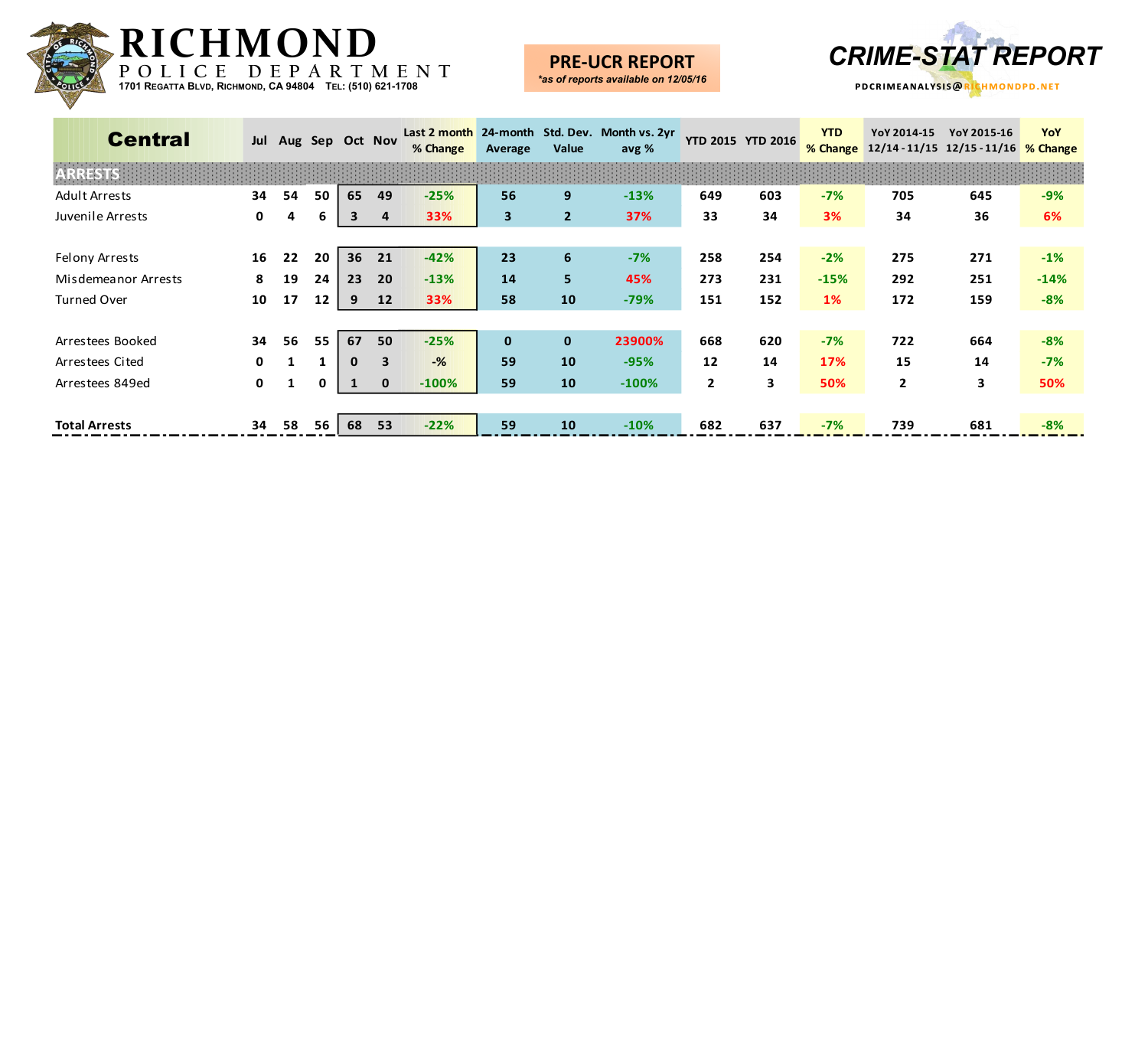# RICHMOND

POLICE DEPARTMENT

1701 Regatta Blvd, Richmond, CA 94804 Tel: (510) 621-1708

**PRE-UCR REPORT**
*\*as of reports available on 12/05/16*

**CRIME-STAT REPORT**

PDCRIMEANALYSIS@RICHMONDPD.NET

| Central | Jul | Aug | Sep | Oct | Nov | Last 2 month % Change | 24-month Average | Std. Dev. Value | Month vs. 2yr avg % | YTD 2015 | YTD 2016 | YTD % Change | YoY 2014-15 12/14 - 11/15 | YoY 2015-16 12/15 - 11/16 | YoY % Change |
|---|---|---|---|---|---|---|---|---|---|---|---|---|---|---|---|
| **ARRESTS** | | | | | | | | | | | | | | | |
| Adult Arrests | 34 | 54 | 50 | 65 | 49 | -25% | 56 | 9 | -13% | 649 | 603 | -7% | 705 | 645 | -9% |
| Juvenile Arrests | 0 | 4 | 6 | 3 | 4 | 33% | 3 | 2 | 37% | 33 | 34 | 3% | 34 | 36 | 6% |
| | | | | | | | | | | | | | | | |
| Felony Arrests | 16 | 22 | 20 | 36 | 21 | -42% | 23 | 6 | -7% | 258 | 254 | -2% | 275 | 271 | -1% |
| Misdemeanor Arrests | 8 | 19 | 24 | 23 | 20 | -13% | 14 | 5 | 45% | 273 | 231 | -15% | 292 | 251 | -14% |
| Turned Over | 10 | 17 | 12 | 9 | 12 | 33% | 58 | 10 | -79% | 151 | 152 | 1% | 172 | 159 | -8% |
| | | | | | | | | | | | | | | | |
| Arrestees Booked | 34 | 56 | 55 | 67 | 50 | -25% | 0 | 0 | 23900% | 668 | 620 | -7% | 722 | 664 | -8% |
| Arrestees Cited | 0 | 1 | 1 | 0 | 3 | -% | 59 | 10 | -95% | 12 | 14 | 17% | 15 | 14 | -7% |
| Arrestees 849ed | 0 | 1 | 0 | 1 | 0 | -100% | 59 | 10 | -100% | 2 | 3 | 50% | 2 | 3 | 50% |
| | | | | | | | | | | | | | | | |
| **Total Arrests** | 34 | 58 | 56 | 68 | 53 | -22% | 59 | 10 | -10% | 682 | 637 | -7% | 739 | 681 | -8% |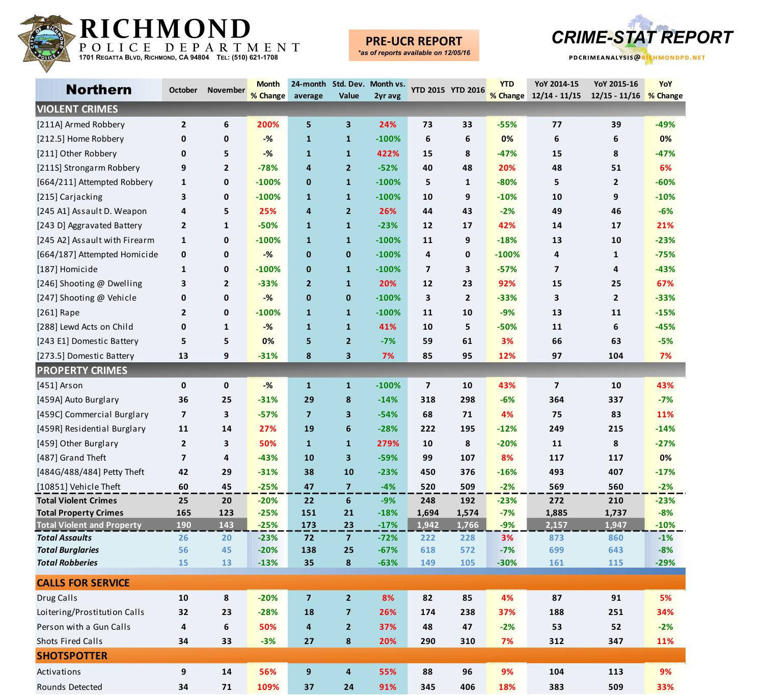# RICHMOND POLICE DEPARTMENT

1701 Regatta Blvd, Richmond, CA 94804 Tel: (510) 621-1708

**PRE-UCR REPORT**
*\*as of reports available on 12/05/16*

**CRIME-STAT REPORT**

PDCRIMEANALYSIS@RICHMONDPD.NET

| Northern | October | November | Month % Change | 24-month average | Std. Dev. Value | Month vs. 2yr avg | YTD 2015 | YTD 2016 | YTD % Change | YoY 2014-15 12/14 - 11/15 | YoY 2015-16 12/15 - 11/16 | YoY % Change |
|---|---|---|---|---|---|---|---|---|---|---|---|---|
| **VIOLENT CRIMES** | | | | | | | | | | | | |
| [211A] Armed Robbery | 2 | 6 | 200% | 5 | 3 | 24% | 73 | 33 | -55% | 77 | 39 | -49% |
| [212.5] Home Robbery | 0 | 0 | -% | 1 | 1 | -100% | 6 | 6 | 0% | 6 | 6 | 0% |
| [211] Other Robbery | 0 | 5 | -% | 1 | 1 | 422% | 15 | 8 | -47% | 15 | 8 | -47% |
| [211S] Strongarm Robbery | 9 | 2 | -78% | 4 | 2 | -52% | 40 | 48 | 20% | 48 | 51 | 6% |
| [664/211] Attempted Robbery | 1 | 0 | -100% | 0 | 1 | -100% | 5 | 1 | -80% | 5 | 2 | -60% |
| [215] Carjacking | 3 | 0 | -100% | 1 | 1 | -100% | 10 | 9 | -10% | 10 | 9 | -10% |
| [245 A1] Assault D. Weapon | 4 | 5 | 25% | 4 | 2 | 26% | 44 | 43 | -2% | 49 | 46 | -6% |
| [243 D] Aggravated Battery | 2 | 1 | -50% | 1 | 1 | -23% | 12 | 17 | 42% | 14 | 17 | 21% |
| [245 A2] Assault with Firearm | 1 | 0 | -100% | 1 | 1 | -100% | 11 | 9 | -18% | 13 | 10 | -23% |
| [664/187] Attempted Homicide | 0 | 0 | -% | 0 | 0 | -100% | 4 | 0 | -100% | 4 | 1 | -75% |
| [187] Homicide | 1 | 0 | -100% | 0 | 1 | -100% | 7 | 3 | -57% | 7 | 4 | -43% |
| [246] Shooting @ Dwelling | 3 | 2 | -33% | 2 | 1 | 20% | 12 | 23 | 92% | 15 | 25 | 67% |
| [247] Shooting @ Vehicle | 0 | 0 | -% | 0 | 0 | -100% | 3 | 2 | -33% | 3 | 2 | -33% |
| [261] Rape | 2 | 0 | -100% | 1 | 1 | -100% | 11 | 10 | -9% | 13 | 11 | -15% |
| [288] Lewd Acts on Child | 0 | 1 | -% | 1 | 1 | 41% | 10 | 5 | -50% | 11 | 6 | -45% |
| [243 E1] Domestic Battery | 5 | 5 | 0% | 5 | 2 | -7% | 59 | 61 | 3% | 66 | 63 | -5% |
| [273.5] Domestic Battery | 13 | 9 | -31% | 8 | 3 | 7% | 85 | 95 | 12% | 97 | 104 | 7% |
| **PROPERTY CRIMES** | | | | | | | | | | | | |
| [451] Arson | 0 | 0 | -% | 1 | 1 | -100% | 7 | 10 | 43% | 7 | 10 | 43% |
| [459A] Auto Burglary | 36 | 25 | -31% | 29 | 8 | -14% | 318 | 298 | -6% | 364 | 337 | -7% |
| [459C] Commercial Burglary | 7 | 3 | -57% | 7 | 3 | -54% | 68 | 71 | 4% | 75 | 83 | 11% |
| [459R] Residential Burglary | 11 | 14 | 27% | 19 | 6 | -28% | 222 | 195 | -12% | 249 | 215 | -14% |
| [459] Other Burglary | 2 | 3 | 50% | 1 | 1 | 279% | 10 | 8 | -20% | 11 | 8 | -27% |
| [487] Grand Theft | 7 | 4 | -43% | 10 | 3 | -59% | 99 | 107 | 8% | 117 | 117 | 0% |
| [484G/488/484] Petty Theft | 42 | 29 | -31% | 38 | 10 | -23% | 450 | 376 | -16% | 493 | 407 | -17% |
| [10851] Vehicle Theft | 60 | 45 | -25% | 47 | 7 | -4% | 520 | 509 | -2% | 569 | 560 | -2% |
| **Total Violent Crimes** | 25 | 20 | -20% | 22 | 6 | -9% | 248 | 192 | -23% | 272 | 210 | -23% |
| **Total Property Crimes** | 165 | 123 | -25% | 151 | 21 | -18% | 1,694 | 1,574 | -7% | 1,885 | 1,737 | -8% |
| **Total Violent and Property** | 190 | 143 | -25% | 173 | 23 | -17% | 1,942 | 1,766 | -9% | 2,157 | 1,947 | -10% |
| ***Total Assaults*** | 26 | 20 | -23% | 72 | 7 | -72% | 222 | 228 | 3% | 873 | 860 | -1% |
| ***Total Burglaries*** | 56 | 45 | -20% | 138 | 25 | -67% | 618 | 572 | -7% | 699 | 643 | -8% |
| ***Total Robberies*** | 15 | 13 | -13% | 35 | 8 | -63% | 149 | 105 | -30% | 161 | 115 | -29% |
| **CALLS FOR SERVICE** | | | | | | | | | | | | |
| Drug Calls | 10 | 8 | -20% | 7 | 2 | 8% | 82 | 85 | 4% | 87 | 91 | 5% |
| Loitering/Prostitution Calls | 32 | 23 | -28% | 18 | 7 | 26% | 174 | 238 | 37% | 188 | 251 | 34% |
| Person with a Gun Calls | 4 | 6 | 50% | 4 | 2 | 37% | 48 | 47 | -2% | 53 | 52 | -2% |
| Shots Fired Calls | 34 | 33 | -3% | 27 | 8 | 20% | 290 | 310 | 7% | 312 | 347 | 11% |
| **SHOTSPOTTER** | | | | | | | | | | | | |
| Activations | 9 | 14 | 56% | 9 | 4 | 55% | 88 | 96 | 9% | 104 | 113 | 9% |
| Rounds Detected | 34 | 71 | 109% | 37 | 24 | 91% | 345 | 406 | 18% | 383 | 509 | 33% |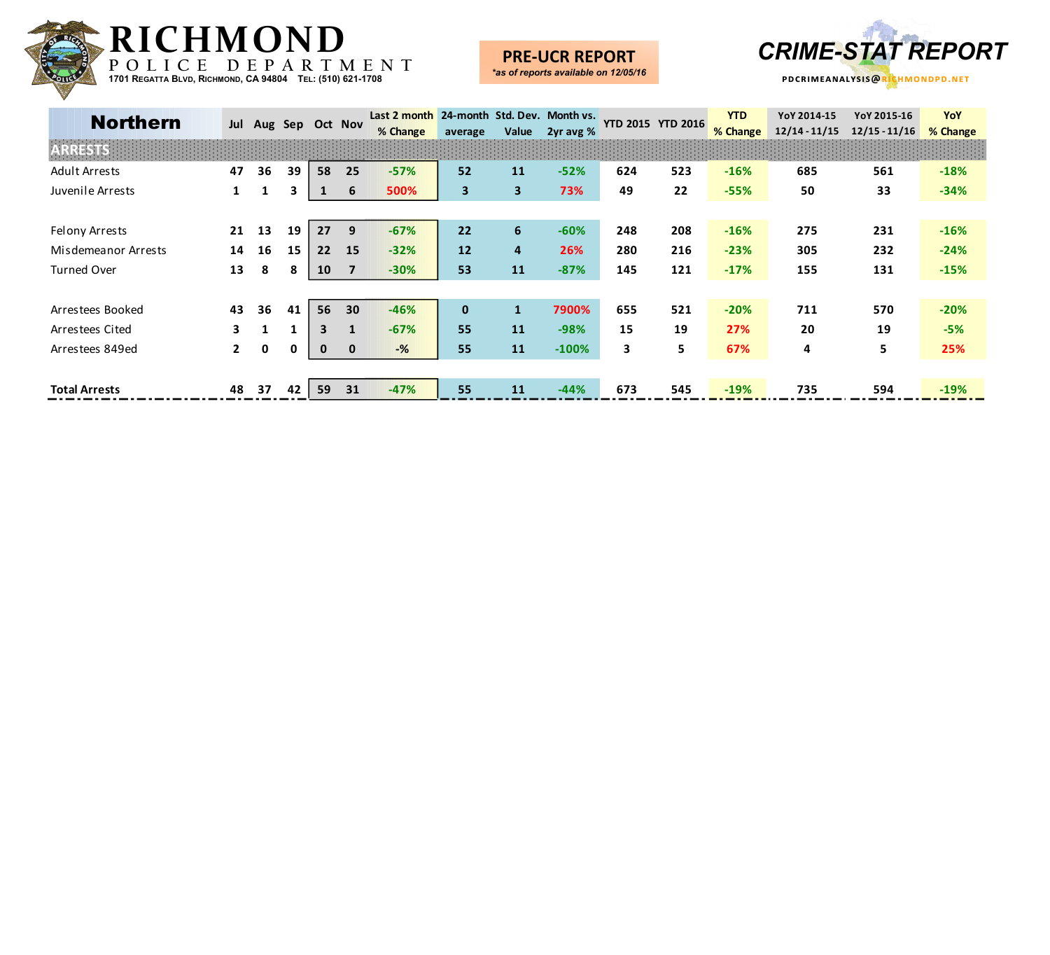# RICHMOND
POLICE DEPARTMENT
1701 Regatta Blvd, Richmond, CA 94804 Tel: (510) 621-1708

**PRE-UCR REPORT**
*\*as of reports available on 12/05/16*

**CRIME-STAT REPORT**
PDCRIMEANALYSIS@RICHMONDPD.NET

| Northern | Jul | Aug | Sep | Oct | Nov | Last 2 month % Change | 24-month average | Std. Dev. Value | Month vs. 2yr avg % | YTD 2015 | YTD 2016 | YTD % Change | YoY 2014-15 12/14 - 11/15 | YoY 2015-16 12/15 - 11/16 | YoY % Change |
|---|---|---|---|---|---|---|---|---|---|---|---|---|---|---|---|
| **ARRESTS** | | | | | | | | | | | | | | | |
| Adult Arrests | 47 | 36 | 39 | 58 | 25 | -57% | 52 | 11 | -52% | 624 | 523 | -16% | 685 | 561 | -18% |
| Juvenile Arrests | 1 | 1 | 3 | 1 | 6 | 500% | 3 | 3 | 73% | 49 | 22 | -55% | 50 | 33 | -34% |
| Felony Arrests | 21 | 13 | 19 | 27 | 9 | -67% | 22 | 6 | -60% | 248 | 208 | -16% | 275 | 231 | -16% |
| Misdemeanor Arrests | 14 | 16 | 15 | 22 | 15 | -32% | 12 | 4 | 26% | 280 | 216 | -23% | 305 | 232 | -24% |
| Turned Over | 13 | 8 | 8 | 10 | 7 | -30% | 53 | 11 | -87% | 145 | 121 | -17% | 155 | 131 | -15% |
| Arrestees Booked | 43 | 36 | 41 | 56 | 30 | -46% | 0 | 1 | 7900% | 655 | 521 | -20% | 711 | 570 | -20% |
| Arrestees Cited | 3 | 1 | 1 | 3 | 1 | -67% | 55 | 11 | -98% | 15 | 19 | 27% | 20 | 19 | -5% |
| Arrestees 849ed | 2 | 0 | 0 | 0 | 0 | -% | 55 | 11 | -100% | 3 | 5 | 67% | 4 | 5 | 25% |
| **Total Arrests** | 48 | 37 | 42 | 59 | 31 | -47% | 55 | 11 | -44% | 673 | 545 | -19% | 735 | 594 | -19% |